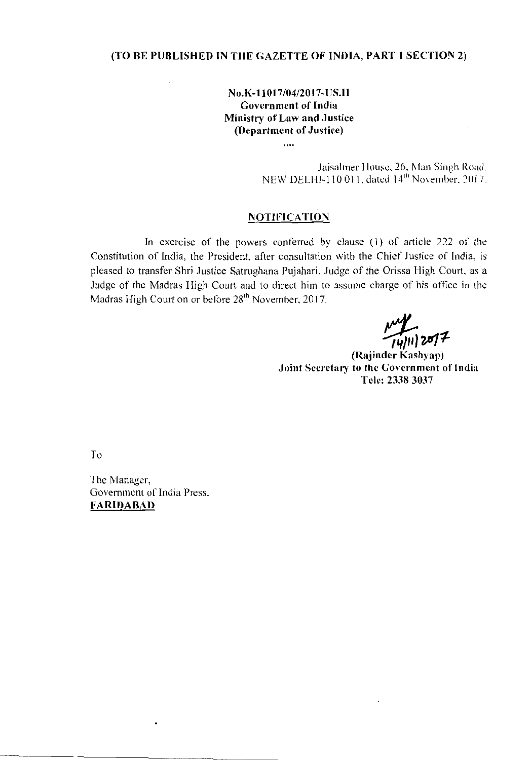**(TO BE PUBLISHED IN THE GAZETTE OF INDIA, PART 1 SECTION 2)**

**No.K-11017/04/2017-US.II**
**Government of India**
**Ministry of Law and Justice**
**(Department of Justice)**

....

Jaisalmer House, 26, Man Singh Road,
NEW DELHI-110 011, dated 14th November, 2017.

## NOTIFICATION

In exercise of the powers conferred by clause (1) of article 222 of the Constitution of India, the President, after consultation with the Chief Justice of India, is pleased to transfer Shri Justice Satrughana Pujahari, Judge of the Orissa High Court, as a Judge of the Madras High Court and to direct him to assume charge of his office in the Madras High Court on or before 28th November, 2017.

14/11/2017

**(Rajinder Kashyap)**
**Joint Secretary to the Government of India**
**Tele: 2338 3037**

To

The Manager,
Government of India Press,
**FARIDABAD**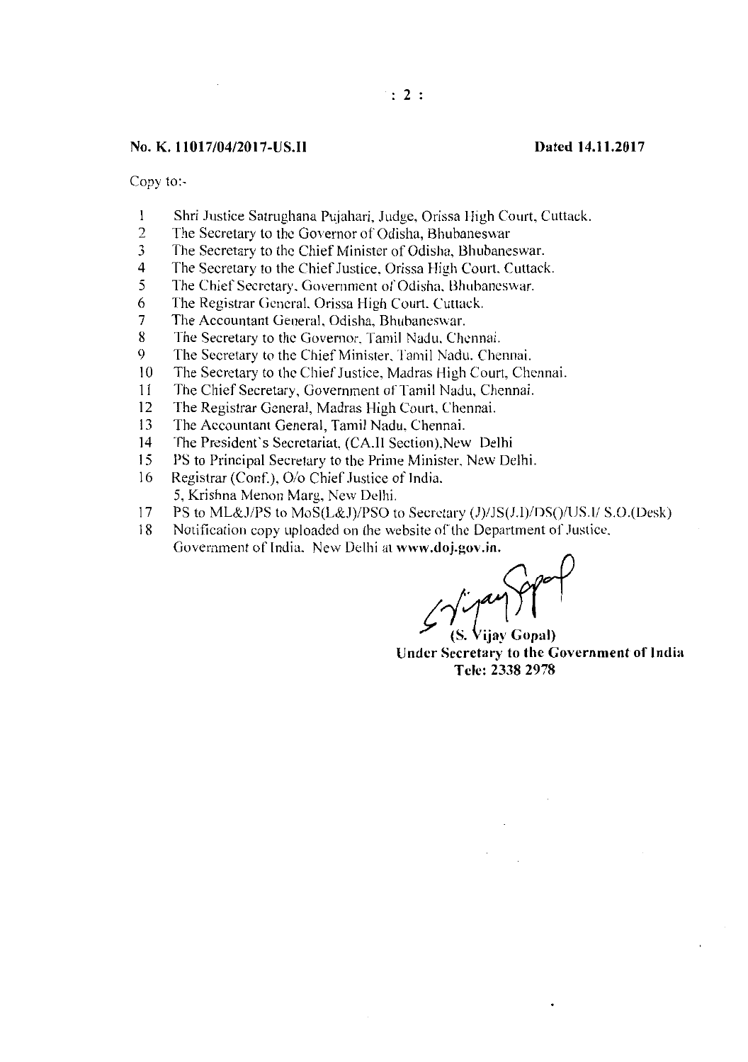**No. K. 11017/04/2017-US.II** **Dated 14.11.2017**

Copy to:-

1. Shri Justice Satrughana Pujahari, Judge, Orissa High Court, Cuttack.
2. The Secretary to the Governor of Odisha, Bhubaneswar
3. The Secretary to the Chief Minister of Odisha, Bhubaneswar.
4. The Secretary to the Chief Justice, Orissa High Court, Cuttack.
5. The Chief Secretary, Government of Odisha, Bhubaneswar.
6. The Registrar General, Orissa High Court, Cuttack.
7. The Accountant General, Odisha, Bhubaneswar.
8. The Secretary to the Governor, Tamil Nadu, Chennai.
9. The Secretary to the Chief Minister, Tamil Nadu, Chennai.
10. The Secretary to the Chief Justice, Madras High Court, Chennai.
11. The Chief Secretary, Government of Tamil Nadu, Chennai.
12. The Registrar General, Madras High Court, Chennai.
13. The Accountant General, Tamil Nadu, Chennai.
14. The President's Secretariat, (CA.II Section),New Delhi
15. PS to Principal Secretary to the Prime Minister, New Delhi.
16. Registrar (Conf.), O/o Chief Justice of India,
    5, Krishna Menon Marg, New Delhi.
17. PS to ML&J/PS to MoS(L&J)/PSO to Secretary (J)/JS(J.I)/DS()/US.I/ S.O.(Desk)
18. Notification copy uploaded on the website of the Department of Justice, Government of India, New Delhi at **www.doj.gov.in.**

**(S. Vijay Gopal)**
**Under Secretary to the Government of India**
**Tele: 2338 2978**